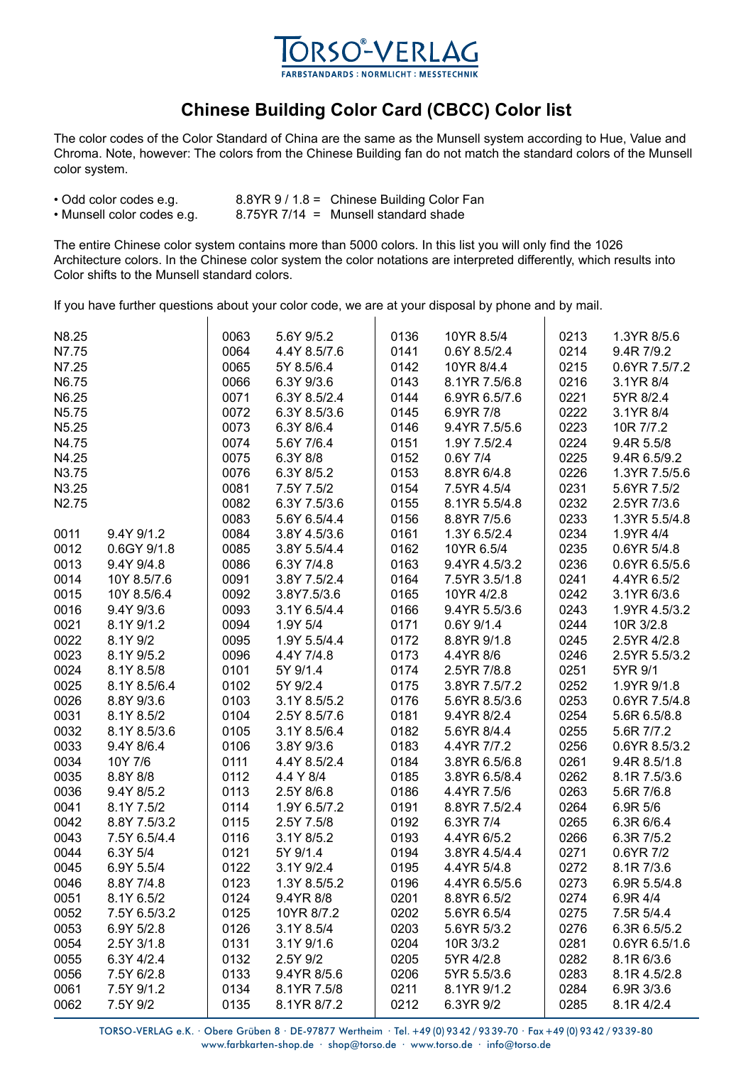# Chinese Building Color Card (CBCC) Color list

The color codes of the Color Standard of China are the same as the Munsell system according to Hue, Value and Chroma. Note, however: The colors from the Chinese Building fan do not match the standard colors of the Munsell color system.

| | | |
|---|---|---|
| • Odd color codes e.g. | 8.8YR 9 / 1.8 = | Chinese Building Color Fan |
| • Munsell color codes e.g. | 8.75YR 7/14 = | Munsell standard shade |

The entire Chinese color system contains more than 5000 colors. In this list you will only find the 1026 Architecture colors. In the Chinese color system the color notations are interpreted differently, which results into Color shifts to the Munsell standard colors.

If you have further questions about your color code, we are at your disposal by phone and by mail.

| Code | Notation |
|---|---|
| N8.25 | |
| N7.75 | |
| N7.25 | |
| N6.75 | |
| N6.25 | |
| N5.75 | |
| N5.25 | |
| N4.75 | |
| N4.25 | |
| N3.75 | |
| N3.25 | |
| N2.75 | |
| 0011 | 9.4Y 9/1.2 |
| 0012 | 0.6GY 9/1.8 |
| 0013 | 9.4Y 9/4.8 |
| 0014 | 10Y 8.5/7.6 |
| 0015 | 10Y 8.5/6.4 |
| 0016 | 9.4Y 9/3.6 |
| 0021 | 8.1Y 9/1.2 |
| 0022 | 8.1Y 9/2 |
| 0023 | 8.1Y 9/5.2 |
| 0024 | 8.1Y 8.5/8 |
| 0025 | 8.1Y 8.5/6.4 |
| 0026 | 8.8Y 9/3.6 |
| 0031 | 8.1Y 8.5/2 |
| 0032 | 8.1Y 8.5/3.6 |
| 0033 | 9.4Y 8/6.4 |
| 0034 | 10Y 7/6 |
| 0035 | 8.8Y 8/8 |
| 0036 | 9.4Y 8/5.2 |
| 0041 | 8.1Y 7.5/2 |
| 0042 | 8.8Y 7.5/3.2 |
| 0043 | 7.5Y 6.5/4.4 |
| 0044 | 6.3Y 5/4 |
| 0045 | 6.9Y 5.5/4 |
| 0046 | 8.8Y 7/4.8 |
| 0051 | 8.1Y 6.5/2 |
| 0052 | 7.5Y 6.5/3.2 |
| 0053 | 6.9Y 5/2.8 |
| 0054 | 2.5Y 3/1.8 |
| 0055 | 6.3Y 4/2.4 |
| 0056 | 7.5Y 6/2.8 |
| 0061 | 7.5Y 9/1.2 |
| 0062 | 7.5Y 9/2 |
| 0063 | 5.6Y 9/5.2 |
| 0064 | 4.4Y 8.5/7.6 |
| 0065 | 5Y 8.5/6.4 |
| 0066 | 6.3Y 9/3.6 |
| 0071 | 6.3Y 8.5/2.4 |
| 0072 | 6.3Y 8.5/3.6 |
| 0073 | 6.3Y 8/6.4 |
| 0074 | 5.6Y 7/6.4 |
| 0075 | 6.3Y 8/8 |
| 0076 | 6.3Y 8/5.2 |
| 0081 | 7.5Y 7.5/2 |
| 0082 | 6.3Y 7.5/3.6 |
| 0083 | 5.6Y 6.5/4.4 |
| 0084 | 3.8Y 4.5/3.6 |
| 0085 | 3.8Y 5.5/4.4 |
| 0086 | 6.3Y 7/4.8 |
| 0091 | 3.8Y 7.5/2.4 |
| 0092 | 3.8Y7.5/3.6 |
| 0093 | 3.1Y 6.5/4.4 |
| 0094 | 1.9Y 5/4 |
| 0095 | 1.9Y 5.5/4.4 |
| 0096 | 4.4Y 7/4.8 |
| 0101 | 5Y 9/1.4 |
| 0102 | 5Y 9/2.4 |
| 0103 | 3.1Y 8.5/5.2 |
| 0104 | 2.5Y 8.5/7.6 |
| 0105 | 3.1Y 8.5/6.4 |
| 0106 | 3.8Y 9/3.6 |
| 0111 | 4.4Y 8.5/2.4 |
| 0112 | 4.4 Y 8/4 |
| 0113 | 2.5Y 8/6.8 |
| 0114 | 1.9Y 6.5/7.2 |
| 0115 | 2.5Y 7.5/8 |
| 0116 | 3.1Y 8/5.2 |
| 0121 | 5Y 9/1.4 |
| 0122 | 3.1Y 9/2.4 |
| 0123 | 1.3Y 8.5/5.2 |
| 0124 | 9.4YR 8/8 |
| 0125 | 10YR 8/7.2 |
| 0126 | 3.1Y 8.5/4 |
| 0131 | 3.1Y 9/1.6 |
| 0132 | 2.5Y 9/2 |
| 0133 | 9.4YR 8/5.6 |
| 0134 | 8.1YR 7.5/8 |
| 0135 | 8.1YR 8/7.2 |
| 0136 | 10YR 8.5/4 |
| 0141 | 0.6Y 8.5/2.4 |
| 0142 | 10YR 8/4.4 |
| 0143 | 8.1YR 7.5/6.8 |
| 0144 | 6.9YR 6.5/7.6 |
| 0145 | 6.9YR 7/8 |
| 0146 | 9.4YR 7.5/5.6 |
| 0151 | 1.9Y 7.5/2.4 |
| 0152 | 0.6Y 7/4 |
| 0153 | 8.8YR 6/4.8 |
| 0154 | 7.5YR 4.5/4 |
| 0155 | 8.1YR 5.5/4.8 |
| 0156 | 8.8YR 7/5.6 |
| 0161 | 1.3Y 6.5/2.4 |
| 0162 | 10YR 6.5/4 |
| 0163 | 9.4YR 4.5/3.2 |
| 0164 | 7.5YR 3.5/1.8 |
| 0165 | 10YR 4/2.8 |
| 0166 | 9.4YR 5.5/3.6 |
| 0171 | 0.6Y 9/1.4 |
| 0172 | 8.8YR 9/1.8 |
| 0173 | 4.4YR 8/6 |
| 0174 | 2.5YR 7/8.8 |
| 0175 | 3.8YR 7.5/7.2 |
| 0176 | 5.6YR 8.5/3.6 |
| 0181 | 9.4YR 8/2.4 |
| 0182 | 5.6YR 8/4.4 |
| 0183 | 4.4YR 7/7.2 |
| 0184 | 3.8YR 6.5/6.8 |
| 0185 | 3.8YR 6.5/8.4 |
| 0186 | 4.4YR 7.5/6 |
| 0191 | 8.8YR 7.5/2.4 |
| 0192 | 6.3YR 7/4 |
| 0193 | 4.4YR 6/5.2 |
| 0194 | 3.8YR 4.5/4.4 |
| 0195 | 4.4YR 5/4.8 |
| 0196 | 4.4YR 6.5/5.6 |
| 0201 | 8.8YR 6.5/2 |
| 0202 | 5.6YR 6.5/4 |
| 0203 | 5.6YR 5/3.2 |
| 0204 | 10R 3/3.2 |
| 0205 | 5YR 4/2.8 |
| 0206 | 5YR 5.5/3.6 |
| 0211 | 8.1YR 9/1.2 |
| 0212 | 6.3YR 9/2 |
| 0213 | 1.3YR 8/5.6 |
| 0214 | 9.4R 7/9.2 |
| 0215 | 0.6YR 7.5/7.2 |
| 0216 | 3.1YR 8/4 |
| 0221 | 5YR 8/2.4 |
| 0222 | 3.1YR 8/4 |
| 0223 | 10R 7/7.2 |
| 0224 | 9.4R 5.5/8 |
| 0225 | 9.4R 6.5/9.2 |
| 0226 | 1.3YR 7.5/5.6 |
| 0231 | 5.6YR 7.5/2 |
| 0232 | 2.5YR 7/3.6 |
| 0233 | 1.3YR 5.5/4.8 |
| 0234 | 1.9YR 4/4 |
| 0235 | 0.6YR 5/4.8 |
| 0236 | 0.6YR 6.5/5.6 |
| 0241 | 4.4YR 6.5/2 |
| 0242 | 3.1YR 6/3.6 |
| 0243 | 1.9YR 4.5/3.2 |
| 0244 | 10R 3/2.8 |
| 0245 | 2.5YR 4/2.8 |
| 0246 | 2.5YR 5.5/3.2 |
| 0251 | 5YR 9/1 |
| 0252 | 1.9YR 9/1.8 |
| 0253 | 0.6YR 7.5/4.8 |
| 0254 | 5.6R 6.5/8.8 |
| 0255 | 5.6R 7/7.2 |
| 0256 | 0.6YR 8.5/3.2 |
| 0261 | 9.4R 8.5/1.8 |
| 0262 | 8.1R 7.5/3.6 |
| 0263 | 5.6R 7/6.8 |
| 0264 | 6.9R 5/6 |
| 0265 | 6.3R 6/6.4 |
| 0266 | 6.3R 7/5.2 |
| 0271 | 0.6YR 7/2 |
| 0272 | 8.1R 7/3.6 |
| 0273 | 6.9R 5.5/4.8 |
| 0274 | 6.9R 4/4 |
| 0275 | 7.5R 5/4.4 |
| 0276 | 6.3R 6.5/5.2 |
| 0281 | 0.6YR 6.5/1.6 |
| 0282 | 8.1R 6/3.6 |
| 0283 | 8.1R 4.5/2.8 |
| 0284 | 6.9R 3/3.6 |
| 0285 | 8.1R 4/2.4 |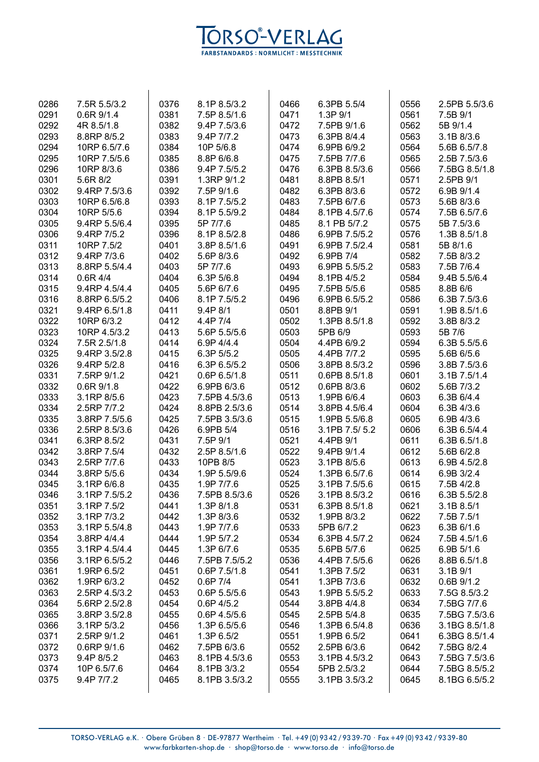| | | | | | | | |
|---|---|---|---|---|---|---|---|
| 0286 | 7.5R 5.5/3.2 | 0376 | 8.1P 8.5/3.2 | 0466 | 6.3PB 5.5/4 | 0556 | 2.5PB 5.5/3.6 |
| 0291 | 0.6R 9/1.4 | 0381 | 7.5P 8.5/1.6 | 0471 | 1.3P 9/1 | 0561 | 7.5B 9/1 |
| 0292 | 4R 8.5/1.8 | 0382 | 9.4P 7.5/3.6 | 0472 | 7.5PB 9/1.6 | 0562 | 5B 9/1.4 |
| 0293 | 8.8RP 8/5.2 | 0383 | 9.4P 7/7.2 | 0473 | 6.3PB 8/4.4 | 0563 | 3.1B 8/3.6 |
| 0294 | 10RP 6.5/7.6 | 0384 | 10P 5/6.8 | 0474 | 6.9PB 6/9.2 | 0564 | 5.6B 6.5/7.8 |
| 0295 | 10RP 7.5/5.6 | 0385 | 8.8P 6/6.8 | 0475 | 7.5PB 7/7.6 | 0565 | 2.5B 7.5/3.6 |
| 0296 | 10RP 8/3.6 | 0386 | 9.4P 7.5/5.2 | 0476 | 6.3PB 8.5/3.6 | 0566 | 7.5BG 8.5/1.8 |
| 0301 | 5.6R 8/2 | 0391 | 1.3RP 9/1.2 | 0481 | 8.8PB 8.5/1 | 0571 | 2.5PB 9/1 |
| 0302 | 9.4RP 7.5/3.6 | 0392 | 7.5P 9/1.6 | 0482 | 6.3PB 8/3.6 | 0572 | 6.9B 9/1.4 |
| 0303 | 10RP 6.5/6.8 | 0393 | 8.1P 7.5/5.2 | 0483 | 7.5PB 6/7.6 | 0573 | 5.6B 8/3.6 |
| 0304 | 10RP 5/5.6 | 0394 | 8.1P 5.5/9.2 | 0484 | 8.1PB 4.5/7.6 | 0574 | 7.5B 6.5/7.6 |
| 0305 | 9.4RP 5.5/6.4 | 0395 | 5P 7/7.6 | 0485 | 8.1 PB 5/7.2 | 0575 | 5B 7.5/3.6 |
| 0306 | 9.4RP 7/5.2 | 0396 | 8.1P 8.5/2.8 | 0486 | 6.9PB 7.5/5.2 | 0576 | 1.3B 8.5/1.8 |
| 0311 | 10RP 7.5/2 | 0401 | 3.8P 8.5/1.6 | 0491 | 6.9PB 7.5/2.4 | 0581 | 5B 8/1.6 |
| 0312 | 9.4RP 7/3.6 | 0402 | 5.6P 8/3.6 | 0492 | 6.9PB 7/4 | 0582 | 7.5B 8/3.2 |
| 0313 | 8.8RP 5.5/4.4 | 0403 | 5P 7/7.6 | 0493 | 6.9PB 5.5/5.2 | 0583 | 7.5B 7/6.4 |
| 0314 | 0.6R 4/4 | 0404 | 6.3P 5/6.8 | 0494 | 8.1PB 4/5.2 | 0584 | 9.4B 5.5/6.4 |
| 0315 | 9.4RP 4.5/4.4 | 0405 | 5.6P 6/7.6 | 0495 | 7.5PB 5/5.6 | 0585 | 8.8B 6/6 |
| 0316 | 8.8RP 6.5/5.2 | 0406 | 8.1P 7.5/5.2 | 0496 | 6.9PB 6.5/5.2 | 0586 | 6.3B 7.5/3.6 |
| 0321 | 9.4RP 6.5/1.8 | 0411 | 9.4P 8/1 | 0501 | 8.8PB 9/1 | 0591 | 1.9B 8.5/1.6 |
| 0322 | 10RP 6/3.2 | 0412 | 4.4P 7/4 | 0502 | 1.3PB 8.5/1.8 | 0592 | 3.8B 8/3.2 |
| 0323 | 10RP 4.5/3.2 | 0413 | 5.6P 5.5/5.6 | 0503 | 5PB 6/9 | 0593 | 5B 7/6 |
| 0324 | 7.5R 2.5/1.8 | 0414 | 6.9P 4/4.4 | 0504 | 4.4PB 6/9.2 | 0594 | 6.3B 5.5/5.6 |
| 0325 | 9.4RP 3.5/2.8 | 0415 | 6.3P 5/5.2 | 0505 | 4.4PB 7/7.2 | 0595 | 5.6B 6/5.6 |
| 0326 | 9.4RP 5/2.8 | 0416 | 6.3P 6.5/5.2 | 0506 | 3.8PB 8.5/3.2 | 0596 | 3.8B 7.5/3.6 |
| 0331 | 7.5RP 9/1.2 | 0421 | 0.6P 6.5/1.8 | 0511 | 0.6PB 8.5/1.8 | 0601 | 3.1B 7.5/1.4 |
| 0332 | 0.6R 9/1.8 | 0422 | 6.9PB 6/3.6 | 0512 | 0.6PB 8/3.6 | 0602 | 5.6B 7/3.2 |
| 0333 | 3.1RP 8/5.6 | 0423 | 7.5PB 4.5/3.6 | 0513 | 1.9PB 6/6.4 | 0603 | 6.3B 6/4.4 |
| 0334 | 2.5RP 7/7.2 | 0424 | 8.8PB 2.5/3.6 | 0514 | 3.8PB 4.5/6.4 | 0604 | 6.3B 4/3.6 |
| 0335 | 3.8RP 7.5/5.6 | 0425 | 7.5PB 3.5/3.6 | 0515 | 1.9PB 5.5/6.8 | 0605 | 6.9B 4/3.6 |
| 0336 | 2.5RP 8.5/3.6 | 0426 | 6.9PB 5/4 | 0516 | 3.1PB 7.5/ 5.2 | 0606 | 6.3B 6.5/4.4 |
| 0341 | 6.3RP 8.5/2 | 0431 | 7.5P 9/1 | 0521 | 4.4PB 9/1 | 0611 | 6.3B 6.5/1.8 |
| 0342 | 3.8RP 7.5/4 | 0432 | 2.5P 8.5/1.6 | 0522 | 9.4PB 9/1.4 | 0612 | 5.6B 6/2.8 |
| 0343 | 2.5RP 7/7.6 | 0433 | 10PB 8/5 | 0523 | 3.1PB 8/5.6 | 0613 | 6.9B 4.5/2.8 |
| 0344 | 3.8RP 5/5.6 | 0434 | 1.9P 5.5/9.6 | 0524 | 1.3PB 6.5/7.6 | 0614 | 6.9B 3/2.4 |
| 0345 | 3.1RP 6/6.8 | 0435 | 1.9P 7/7.6 | 0525 | 3.1PB 7.5/5.6 | 0615 | 7.5B 4/2.8 |
| 0346 | 3.1RP 7.5/5.2 | 0436 | 7.5PB 8.5/3.6 | 0526 | 3.1PB 8.5/3.2 | 0616 | 6.3B 5.5/2.8 |
| 0351 | 3.1RP 7.5/2 | 0441 | 1.3P 8/1.8 | 0531 | 6.3PB 8.5/1.8 | 0621 | 3.1B 8.5/1 |
| 0352 | 3.1RP 7/3.2 | 0442 | 1.3P 8/3.6 | 0532 | 1.9PB 8/3.2 | 0622 | 7.5B 7.5/1 |
| 0353 | 3.1RP 5.5/4.8 | 0443 | 1.9P 7/7.6 | 0533 | 5PB 6/7.2 | 0623 | 6.3B 6/1.6 |
| 0354 | 3.8RP 4/4.4 | 0444 | 1.9P 5/7.2 | 0534 | 6.3PB 4.5/7.2 | 0624 | 7.5B 4.5/1.6 |
| 0355 | 3.1RP 4.5/4.4 | 0445 | 1.3P 6/7.6 | 0535 | 5.6PB 5/7.6 | 0625 | 6.9B 5/1.6 |
| 0356 | 3.1RP 6.5/5.2 | 0446 | 7.5PB 7.5/5.2 | 0536 | 4.4PB 7.5/5.6 | 0626 | 8.8B 6.5/1.8 |
| 0361 | 1.9RP 6.5/2 | 0451 | 0.6P 7.5/1.8 | 0541 | 1.3PB 7.5/2 | 0631 | 3.1B 9/1 |
| 0362 | 1.9RP 6/3.2 | 0452 | 0.6P 7/4 | 0541 | 1.3PB 7/3.6 | 0632 | 0.6B 9/1.2 |
| 0363 | 2.5RP 4.5/3.2 | 0453 | 0.6P 5.5/5.6 | 0543 | 1.9PB 5.5/5.2 | 0633 | 7.5G 8.5/3.2 |
| 0364 | 5.6RP 2.5/2.8 | 0454 | 0.6P 4/5.2 | 0544 | 3.8PB 4/4.8 | 0634 | 7.5BG 7/7.6 |
| 0365 | 3.8RP 3.5/2.8 | 0455 | 0.6P 4.5/5.6 | 0545 | 2.5PB 5/4.8 | 0635 | 7.5BG 7.5/3.6 |
| 0366 | 3.1RP 5/3.2 | 0456 | 1.3P 6.5/5.6 | 0546 | 1.3PB 6.5/4.8 | 0636 | 3.1BG 8.5/1.8 |
| 0371 | 2.5RP 9/1.2 | 0461 | 1.3P 6.5/2 | 0551 | 1.9PB 6.5/2 | 0641 | 6.3BG 8.5/1.4 |
| 0372 | 0.6RP 9/1.6 | 0462 | 7.5PB 6/3.6 | 0552 | 2.5PB 6/3.6 | 0642 | 7.5BG 8/2.4 |
| 0373 | 9.4P 8/5.2 | 0463 | 8.1PB 4.5/3.6 | 0553 | 3.1PB 4.5/3.2 | 0643 | 7.5BG 7.5/3.6 |
| 0374 | 10P 6.5/7.6 | 0464 | 8.1PB 3/3.2 | 0554 | 5PB 2.5/3.2 | 0644 | 7.5BG 8.5/5.2 |
| 0375 | 9.4P 7/7.2 | 0465 | 8.1PB 3.5/3.2 | 0555 | 3.1PB 3.5/3.2 | 0645 | 8.1BG 6.5/5.2 |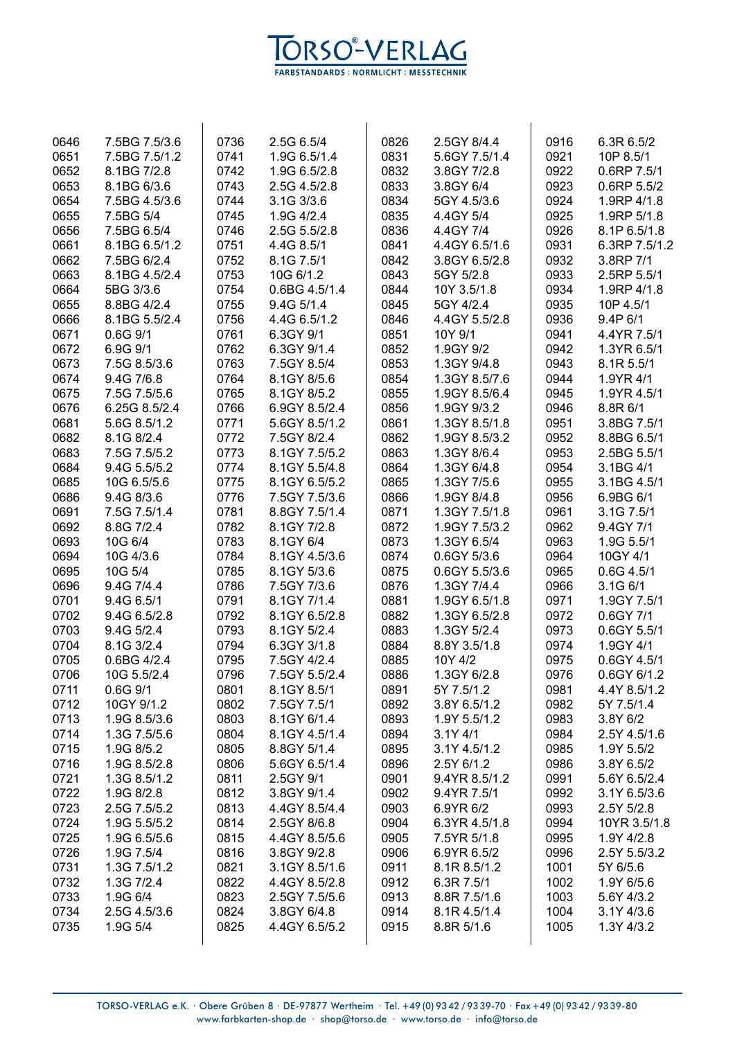| | | | | | | | |
|---|---|---|---|---|---|---|---|
| 0646 | 7.5BG 7.5/3.6 | 0736 | 2.5G 6.5/4 | 0826 | 2.5GY 8/4.4 | 0916 | 6.3R 6.5/2 |
| 0651 | 7.5BG 7.5/1.2 | 0741 | 1.9G 6.5/1.4 | 0831 | 5.6GY 7.5/1.4 | 0921 | 10P 8.5/1 |
| 0652 | 8.1BG 7/2.8 | 0742 | 1.9G 6.5/2.8 | 0832 | 3.8GY 7/2.8 | 0922 | 0.6RP 7.5/1 |
| 0653 | 8.1BG 6/3.6 | 0743 | 2.5G 4.5/2.8 | 0833 | 3.8GY 6/4 | 0923 | 0.6RP 5.5/2 |
| 0654 | 7.5BG 4.5/3.6 | 0744 | 3.1G 3/3.6 | 0834 | 5GY 4.5/3.6 | 0924 | 1.9RP 4/1.8 |
| 0655 | 7.5BG 5/4 | 0745 | 1.9G 4/2.4 | 0835 | 4.4GY 5/4 | 0925 | 1.9RP 5/1.8 |
| 0656 | 7.5BG 6.5/4 | 0746 | 2.5G 5.5/2.8 | 0836 | 4.4GY 7/4 | 0926 | 8.1P 6.5/1.8 |
| 0661 | 8.1BG 6.5/1.2 | 0751 | 4.4G 8.5/1 | 0841 | 4.4GY 6.5/1.6 | 0931 | 6.3RP 7.5/1.2 |
| 0662 | 7.5BG 6/2.4 | 0752 | 8.1G 7.5/1 | 0842 | 3.8GY 6.5/2.8 | 0932 | 3.8RP 7/1 |
| 0663 | 8.1BG 4.5/2.4 | 0753 | 10G 6/1.2 | 0843 | 5GY 5/2.8 | 0933 | 2.5RP 5.5/1 |
| 0664 | 5BG 3/3.6 | 0754 | 0.6BG 4.5/1.4 | 0844 | 10Y 3.5/1.8 | 0934 | 1.9RP 4/1.8 |
| 0655 | 8.8BG 4/2.4 | 0755 | 9.4G 5/1.4 | 0845 | 5GY 4/2.4 | 0935 | 10P 4.5/1 |
| 0666 | 8.1BG 5.5/2.4 | 0756 | 4.4G 6.5/1.2 | 0846 | 4.4GY 5.5/2.8 | 0936 | 9.4P 6/1 |
| 0671 | 0.6G 9/1 | 0761 | 6.3GY 9/1 | 0851 | 10Y 9/1 | 0941 | 4.4YR 7.5/1 |
| 0672 | 6.9G 9/1 | 0762 | 6.3GY 9/1.4 | 0852 | 1.9GY 9/2 | 0942 | 1.3YR 6.5/1 |
| 0673 | 7.5G 8.5/3.6 | 0763 | 7.5GY 8.5/4 | 0853 | 1.3GY 9/4.8 | 0943 | 8.1R 5.5/1 |
| 0674 | 9.4G 7/6.8 | 0764 | 8.1GY 8/5.6 | 0854 | 1.3GY 8.5/7.6 | 0944 | 1.9YR 4/1 |
| 0675 | 7.5G 7.5/5.6 | 0765 | 8.1GY 8/5.2 | 0855 | 1.9GY 8.5/6.4 | 0945 | 1.9YR 4.5/1 |
| 0676 | 6.25G 8.5/2.4 | 0766 | 6.9GY 8.5/2.4 | 0856 | 1.9GY 9/3.2 | 0946 | 8.8R 6/1 |
| 0681 | 5.6G 8.5/1.2 | 0771 | 5.6GY 8.5/1.2 | 0861 | 1.3GY 8.5/1.8 | 0951 | 3.8BG 7.5/1 |
| 0682 | 8.1G 8/2.4 | 0772 | 7.5GY 8/2.4 | 0862 | 1.9GY 8.5/3.2 | 0952 | 8.8BG 6.5/1 |
| 0683 | 7.5G 7.5/5.2 | 0773 | 8.1GY 7.5/5.2 | 0863 | 1.3GY 8/6.4 | 0953 | 2.5BG 5.5/1 |
| 0684 | 9.4G 5.5/5.2 | 0774 | 8.1GY 5.5/4.8 | 0864 | 1.3GY 6/4.8 | 0954 | 3.1BG 4/1 |
| 0685 | 10G 6.5/5.6 | 0775 | 8.1GY 6.5/5.2 | 0865 | 1.3GY 7/5.6 | 0955 | 3.1BG 4.5/1 |
| 0686 | 9.4G 8/3.6 | 0776 | 7.5GY 7.5/3.6 | 0866 | 1.9GY 8/4.8 | 0956 | 6.9BG 6/1 |
| 0691 | 7.5G 7.5/1.4 | 0781 | 8.8GY 7.5/1.4 | 0871 | 1.3GY 7.5/1.8 | 0961 | 3.1G 7.5/1 |
| 0692 | 8.8G 7/2.4 | 0782 | 8.1GY 7/2.8 | 0872 | 1.9GY 7.5/3.2 | 0962 | 9.4GY 7/1 |
| 0693 | 10G 6/4 | 0783 | 8.1GY 6/4 | 0873 | 1.3GY 6.5/4 | 0963 | 1.9G 5.5/1 |
| 0694 | 10G 4/3.6 | 0784 | 8.1GY 4.5/3.6 | 0874 | 0.6GY 5/3.6 | 0964 | 10GY 4/1 |
| 0695 | 10G 5/4 | 0785 | 8.1GY 5/3.6 | 0875 | 0.6GY 5.5/3.6 | 0965 | 0.6G 4.5/1 |
| 0696 | 9.4G 7/4.4 | 0786 | 7.5GY 7/3.6 | 0876 | 1.3GY 7/4.4 | 0966 | 3.1G 6/1 |
| 0701 | 9.4G 6.5/1 | 0791 | 8.1GY 7/1.4 | 0881 | 1.9GY 6.5/1.8 | 0971 | 1.9GY 7.5/1 |
| 0702 | 9.4G 6.5/2.8 | 0792 | 8.1GY 6.5/2.8 | 0882 | 1.3GY 6.5/2.8 | 0972 | 0.6GY 7/1 |
| 0703 | 9.4G 5/2.4 | 0793 | 8.1GY 5/2.4 | 0883 | 1.3GY 5/2.4 | 0973 | 0.6GY 5.5/1 |
| 0704 | 8.1G 3/2.4 | 0794 | 6.3GY 3/1.8 | 0884 | 8.8Y 3.5/1.8 | 0974 | 1.9GY 4/1 |
| 0705 | 0.6BG 4/2.4 | 0795 | 7.5GY 4/2.4 | 0885 | 10Y 4/2 | 0975 | 0.6GY 4.5/1 |
| 0706 | 10G 5.5/2.4 | 0796 | 7.5GY 5.5/2.4 | 0886 | 1.3GY 6/2.8 | 0976 | 0.6GY 6/1.2 |
| 0711 | 0.6G 9/1 | 0801 | 8.1GY 8.5/1 | 0891 | 5Y 7.5/1.2 | 0981 | 4.4Y 8.5/1.2 |
| 0712 | 10GY 9/1.2 | 0802 | 7.5GY 7.5/1 | 0892 | 3.8Y 6.5/1.2 | 0982 | 5Y 7.5/1.4 |
| 0713 | 1.9G 8.5/3.6 | 0803 | 8.1GY 6/1.4 | 0893 | 1.9Y 5.5/1.2 | 0983 | 3.8Y 6/2 |
| 0714 | 1.3G 7.5/5.6 | 0804 | 8.1GY 4.5/1.4 | 0894 | 3.1Y 4/1 | 0984 | 2.5Y 4.5/1.6 |
| 0715 | 1.9G 8/5.2 | 0805 | 8.8GY 5/1.4 | 0895 | 3.1Y 4.5/1.2 | 0985 | 1.9Y 5.5/2 |
| 0716 | 1.9G 8.5/2.8 | 0806 | 5.6GY 6.5/1.4 | 0896 | 2.5Y 6/1.2 | 0986 | 3.8Y 6.5/2 |
| 0721 | 1.3G 8.5/1.2 | 0811 | 2.5GY 9/1 | 0901 | 9.4YR 8.5/1.2 | 0991 | 5.6Y 6.5/2.4 |
| 0722 | 1.9G 8/2.8 | 0812 | 3.8GY 9/1.4 | 0902 | 9.4YR 7.5/1 | 0992 | 3.1Y 6.5/3.6 |
| 0723 | 2.5G 7.5/5.2 | 0813 | 4.4GY 8.5/4.4 | 0903 | 6.9YR 6/2 | 0993 | 2.5Y 5/2.8 |
| 0724 | 1.9G 5.5/5.2 | 0814 | 2.5GY 8/6.8 | 0904 | 6.3YR 4.5/1.8 | 0994 | 10YR 3.5/1.8 |
| 0725 | 1.9G 6.5/5.6 | 0815 | 4.4GY 8.5/5.6 | 0905 | 7.5YR 5/1.8 | 0995 | 1.9Y 4/2.8 |
| 0726 | 1.9G 7.5/4 | 0816 | 3.8GY 9/2.8 | 0906 | 6.9YR 6.5/2 | 0996 | 2.5Y 5.5/3.2 |
| 0731 | 1.3G 7.5/1.2 | 0821 | 3.1GY 8.5/1.6 | 0911 | 8.1R 8.5/1.2 | 1001 | 5Y 6/5.6 |
| 0732 | 1.3G 7/2.4 | 0822 | 4.4GY 8.5/2.8 | 0912 | 6.3R 7.5/1 | 1002 | 1.9Y 6/5.6 |
| 0733 | 1.9G 6/4 | 0823 | 2.5GY 7.5/5.6 | 0913 | 8.8R 7.5/1.6 | 1003 | 5.6Y 4/3.2 |
| 0734 | 2.5G 4.5/3.6 | 0824 | 3.8GY 6/4.8 | 0914 | 8.1R 4.5/1.4 | 1004 | 3.1Y 4/3.6 |
| 0735 | 1.9G 5/4 | 0825 | 4.4GY 6.5/5.2 | 0915 | 8.8R 5/1.6 | 1005 | 1.3Y 4/3.2 |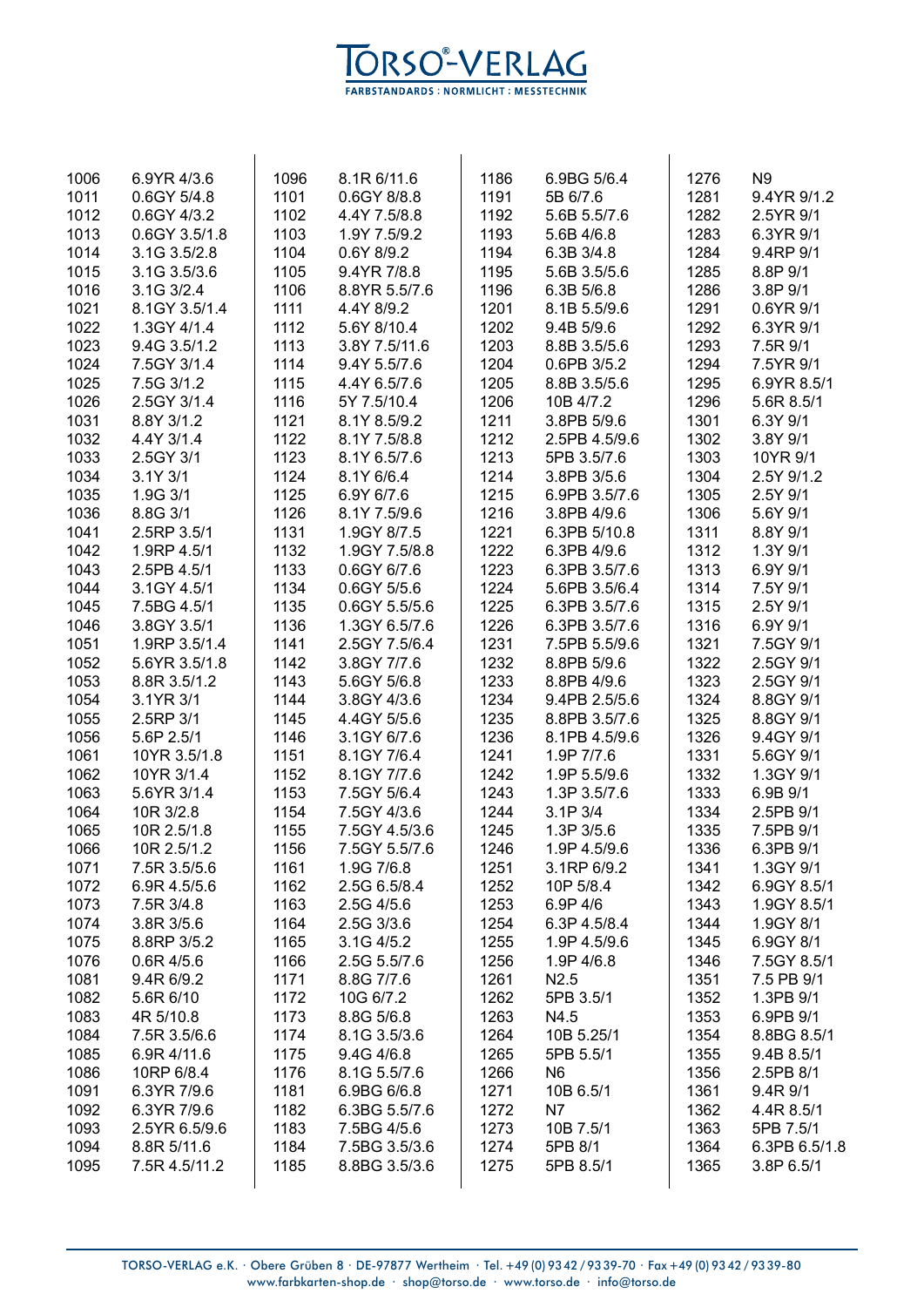| | | | | | | | |
|---|---|---|---|---|---|---|---|
| 1006 | 6.9YR 4/3.6 | 1096 | 8.1R 6/11.6 | 1186 | 6.9BG 5/6.4 | 1276 | N9 |
| 1011 | 0.6GY 5/4.8 | 1101 | 0.6GY 8/8.8 | 1191 | 5B 6/7.6 | 1281 | 9.4YR 9/1.2 |
| 1012 | 0.6GY 4/3.2 | 1102 | 4.4Y 7.5/8.8 | 1192 | 5.6B 5.5/7.6 | 1282 | 2.5YR 9/1 |
| 1013 | 0.6GY 3.5/1.8 | 1103 | 1.9Y 7.5/9.2 | 1193 | 5.6B 4/6.8 | 1283 | 6.3YR 9/1 |
| 1014 | 3.1G 3.5/2.8 | 1104 | 0.6Y 8/9.2 | 1194 | 6.3B 3/4.8 | 1284 | 9.4RP 9/1 |
| 1015 | 3.1G 3.5/3.6 | 1105 | 9.4YR 7/8.8 | 1195 | 5.6B 3.5/5.6 | 1285 | 8.8P 9/1 |
| 1016 | 3.1G 3/2.4 | 1106 | 8.8YR 5.5/7.6 | 1196 | 6.3B 5/6.8 | 1286 | 3.8P 9/1 |
| 1021 | 8.1GY 3.5/1.4 | 1111 | 4.4Y 8/9.2 | 1201 | 8.1B 5.5/9.6 | 1291 | 0.6YR 9/1 |
| 1022 | 1.3GY 4/1.4 | 1112 | 5.6Y 8/10.4 | 1202 | 9.4B 5/9.6 | 1292 | 6.3YR 9/1 |
| 1023 | 9.4G 3.5/1.2 | 1113 | 3.8Y 7.5/11.6 | 1203 | 8.8B 3.5/5.6 | 1293 | 7.5R 9/1 |
| 1024 | 7.5GY 3/1.4 | 1114 | 9.4Y 5.5/7.6 | 1204 | 0.6PB 3/5.2 | 1294 | 7.5YR 9/1 |
| 1025 | 7.5G 3/1.2 | 1115 | 4.4Y 6.5/7.6 | 1205 | 8.8B 3.5/5.6 | 1295 | 6.9YR 8.5/1 |
| 1026 | 2.5GY 3/1.4 | 1116 | 5Y 7.5/10.4 | 1206 | 10B 4/7.2 | 1296 | 5.6R 8.5/1 |
| 1031 | 8.8Y 3/1.2 | 1121 | 8.1Y 8.5/9.2 | 1211 | 3.8PB 5/9.6 | 1301 | 6.3Y 9/1 |
| 1032 | 4.4Y 3/1.4 | 1122 | 8.1Y 7.5/8.8 | 1212 | 2.5PB 4.5/9.6 | 1302 | 3.8Y 9/1 |
| 1033 | 2.5GY 3/1 | 1123 | 8.1Y 6.5/7.6 | 1213 | 5PB 3.5/7.6 | 1303 | 10YR 9/1 |
| 1034 | 3.1Y 3/1 | 1124 | 8.1Y 6/6.4 | 1214 | 3.8PB 3/5.6 | 1304 | 2.5Y 9/1.2 |
| 1035 | 1.9G 3/1 | 1125 | 6.9Y 6/7.6 | 1215 | 6.9PB 3.5/7.6 | 1305 | 2.5Y 9/1 |
| 1036 | 8.8G 3/1 | 1126 | 8.1Y 7.5/9.6 | 1216 | 3.8PB 4/9.6 | 1306 | 5.6Y 9/1 |
| 1041 | 2.5RP 3.5/1 | 1131 | 1.9GY 8/7.5 | 1221 | 6.3PB 5/10.8 | 1311 | 8.8Y 9/1 |
| 1042 | 1.9RP 4.5/1 | 1132 | 1.9GY 7.5/8.8 | 1222 | 6.3PB 4/9.6 | 1312 | 1.3Y 9/1 |
| 1043 | 2.5PB 4.5/1 | 1133 | 0.6GY 6/7.6 | 1223 | 6.3PB 3.5/7.6 | 1313 | 6.9Y 9/1 |
| 1044 | 3.1GY 4.5/1 | 1134 | 0.6GY 5/5.6 | 1224 | 5.6PB 3.5/6.4 | 1314 | 7.5Y 9/1 |
| 1045 | 7.5BG 4.5/1 | 1135 | 0.6GY 5.5/5.6 | 1225 | 6.3PB 3.5/7.6 | 1315 | 2.5Y 9/1 |
| 1046 | 3.8GY 3.5/1 | 1136 | 1.3GY 6.5/7.6 | 1226 | 6.3PB 3.5/7.6 | 1316 | 6.9Y 9/1 |
| 1051 | 1.9RP 3.5/1.4 | 1141 | 2.5GY 7.5/6.4 | 1231 | 7.5PB 5.5/9.6 | 1321 | 7.5GY 9/1 |
| 1052 | 5.6YR 3.5/1.8 | 1142 | 3.8GY 7/7.6 | 1232 | 8.8PB 5/9.6 | 1322 | 2.5GY 9/1 |
| 1053 | 8.8R 3.5/1.2 | 1143 | 5.6GY 5/6.8 | 1233 | 8.8PB 4/9.6 | 1323 | 2.5GY 9/1 |
| 1054 | 3.1YR 3/1 | 1144 | 3.8GY 4/3.6 | 1234 | 9.4PB 2.5/5.6 | 1324 | 8.8GY 9/1 |
| 1055 | 2.5RP 3/1 | 1145 | 4.4GY 5/5.6 | 1235 | 8.8PB 3.5/7.6 | 1325 | 8.8GY 9/1 |
| 1056 | 5.6P 2.5/1 | 1146 | 3.1GY 6/7.6 | 1236 | 8.1PB 4.5/9.6 | 1326 | 9.4GY 9/1 |
| 1061 | 10YR 3.5/1.8 | 1151 | 8.1GY 7/6.4 | 1241 | 1.9P 7/7.6 | 1331 | 5.6GY 9/1 |
| 1062 | 10YR 3/1.4 | 1152 | 8.1GY 7/7.6 | 1242 | 1.9P 5.5/9.6 | 1332 | 1.3GY 9/1 |
| 1063 | 5.6YR 3/1.4 | 1153 | 7.5GY 5/6.4 | 1243 | 1.3P 3.5/7.6 | 1333 | 6.9B 9/1 |
| 1064 | 10R 3/2.8 | 1154 | 7.5GY 4/3.6 | 1244 | 3.1P 3/4 | 1334 | 2.5PB 9/1 |
| 1065 | 10R 2.5/1.8 | 1155 | 7.5GY 4.5/3.6 | 1245 | 1.3P 3/5.6 | 1335 | 7.5PB 9/1 |
| 1066 | 10R 2.5/1.2 | 1156 | 7.5GY 5.5/7.6 | 1246 | 1.9P 4.5/9.6 | 1336 | 6.3PB 9/1 |
| 1071 | 7.5R 3.5/5.6 | 1161 | 1.9G 7/6.8 | 1251 | 3.1RP 6/9.2 | 1341 | 1.3GY 9/1 |
| 1072 | 6.9R 4.5/5.6 | 1162 | 2.5G 6.5/8.4 | 1252 | 10P 5/8.4 | 1342 | 6.9GY 8.5/1 |
| 1073 | 7.5R 3/4.8 | 1163 | 2.5G 4/5.6 | 1253 | 6.9P 4/6 | 1343 | 1.9GY 8.5/1 |
| 1074 | 3.8R 3/5.6 | 1164 | 2.5G 3/3.6 | 1254 | 6.3P 4.5/8.4 | 1344 | 1.9GY 8/1 |
| 1075 | 8.8RP 3/5.2 | 1165 | 3.1G 4/5.2 | 1255 | 1.9P 4.5/9.6 | 1345 | 6.9GY 8/1 |
| 1076 | 0.6R 4/5.6 | 1166 | 2.5G 5.5/7.6 | 1256 | 1.9P 4/6.8 | 1346 | 7.5GY 8.5/1 |
| 1081 | 9.4R 6/9.2 | 1171 | 8.8G 7/7.6 | 1261 | N2.5 | 1351 | 7.5 PB 9/1 |
| 1082 | 5.6R 6/10 | 1172 | 10G 6/7.2 | 1262 | 5PB 3.5/1 | 1352 | 1.3PB 9/1 |
| 1083 | 4R 5/10.8 | 1173 | 8.8G 5/6.8 | 1263 | N4.5 | 1353 | 6.9PB 9/1 |
| 1084 | 7.5R 3.5/6.6 | 1174 | 8.1G 3.5/3.6 | 1264 | 10B 5.25/1 | 1354 | 8.8BG 8.5/1 |
| 1085 | 6.9R 4/11.6 | 1175 | 9.4G 4/6.8 | 1265 | 5PB 5.5/1 | 1355 | 9.4B 8.5/1 |
| 1086 | 10RP 6/8.4 | 1176 | 8.1G 5.5/7.6 | 1266 | N6 | 1356 | 2.5PB 8/1 |
| 1091 | 6.3YR 7/9.6 | 1181 | 6.9BG 6/6.8 | 1271 | 10B 6.5/1 | 1361 | 9.4R 9/1 |
| 1092 | 6.3YR 7/9.6 | 1182 | 6.3BG 5.5/7.6 | 1272 | N7 | 1362 | 4.4R 8.5/1 |
| 1093 | 2.5YR 6.5/9.6 | 1183 | 7.5BG 4/5.6 | 1273 | 10B 7.5/1 | 1363 | 5PB 7.5/1 |
| 1094 | 8.8R 5/11.6 | 1184 | 7.5BG 3.5/3.6 | 1274 | 5PB 8/1 | 1364 | 6.3PB 6.5/1.8 |
| 1095 | 7.5R 4.5/11.2 | 1185 | 8.8BG 3.5/3.6 | 1275 | 5PB 8.5/1 | 1365 | 3.8P 6.5/1 |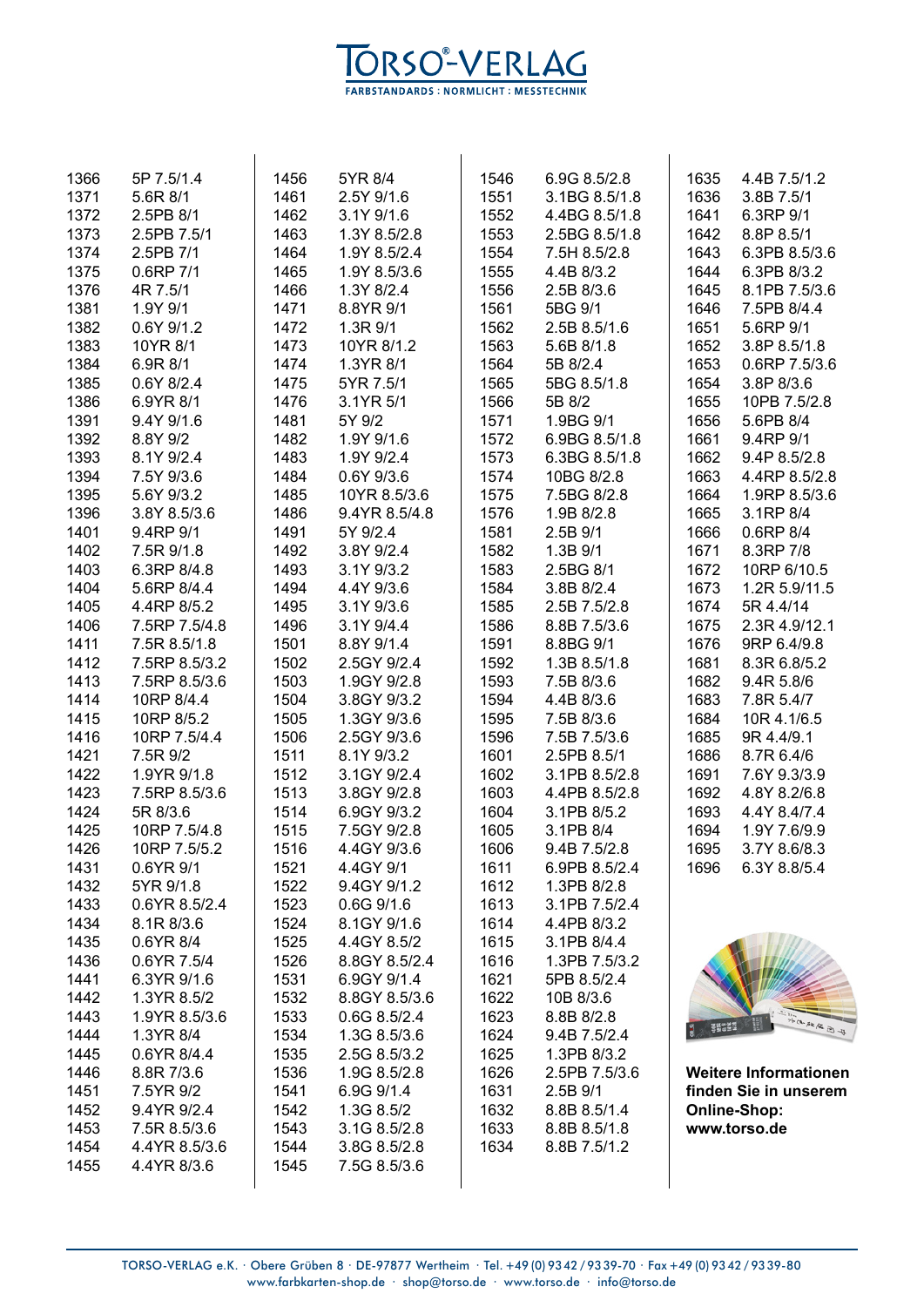| | | | | | | | |
|---|---|---|---|---|---|---|---|
| 1366 | 5P 7.5/1.4 | 1456 | 5YR 8/4 | 1546 | 6.9G 8.5/2.8 | 1635 | 4.4B 7.5/1.2 |
| 1371 | 5.6R 8/1 | 1461 | 2.5Y 9/1.6 | 1551 | 3.1BG 8.5/1.8 | 1636 | 3.8B 7.5/1 |
| 1372 | 2.5PB 8/1 | 1462 | 3.1Y 9/1.6 | 1552 | 4.4BG 8.5/1.8 | 1641 | 6.3RP 9/1 |
| 1373 | 2.5PB 7.5/1 | 1463 | 1.3Y 8.5/2.8 | 1553 | 2.5BG 8.5/1.8 | 1642 | 8.8P 8.5/1 |
| 1374 | 2.5PB 7/1 | 1464 | 1.9Y 8.5/2.4 | 1554 | 7.5H 8.5/2.8 | 1643 | 6.3PB 8.5/3.6 |
| 1375 | 0.6RP 7/1 | 1465 | 1.9Y 8.5/3.6 | 1555 | 4.4B 8/3.2 | 1644 | 6.3PB 8/3.2 |
| 1376 | 4R 7.5/1 | 1466 | 1.3Y 8/2.4 | 1556 | 2.5B 8/3.6 | 1645 | 8.1PB 7.5/3.6 |
| 1381 | 1.9Y 9/1 | 1471 | 8.8YR 9/1 | 1561 | 5BG 9/1 | 1646 | 7.5PB 8/4.4 |
| 1382 | 0.6Y 9/1.2 | 1472 | 1.3R 9/1 | 1562 | 2.5B 8.5/1.6 | 1651 | 5.6RP 9/1 |
| 1383 | 10YR 8/1 | 1473 | 10YR 8/1.2 | 1563 | 5.6B 8/1.8 | 1652 | 3.8P 8.5/1.8 |
| 1384 | 6.9R 8/1 | 1474 | 1.3YR 8/1 | 1564 | 5B 8/2.4 | 1653 | 0.6RP 7.5/3.6 |
| 1385 | 0.6Y 8/2.4 | 1475 | 5YR 7.5/1 | 1565 | 5BG 8.5/1.8 | 1654 | 3.8P 8/3.6 |
| 1386 | 6.9YR 8/1 | 1476 | 3.1YR 5/1 | 1566 | 5B 8/2 | 1655 | 10PB 7.5/2.8 |
| 1391 | 9.4Y 9/1.6 | 1481 | 5Y 9/2 | 1571 | 1.9BG 9/1 | 1656 | 5.6PB 8/4 |
| 1392 | 8.8Y 9/2 | 1482 | 1.9Y 9/1.6 | 1572 | 6.9BG 8.5/1.8 | 1661 | 9.4RP 9/1 |
| 1393 | 8.1Y 9/2.4 | 1483 | 1.9Y 9/2.4 | 1573 | 6.3BG 8.5/1.8 | 1662 | 9.4P 8.5/2.8 |
| 1394 | 7.5Y 9/3.6 | 1484 | 0.6Y 9/3.6 | 1574 | 10BG 8/2.8 | 1663 | 4.4RP 8.5/2.8 |
| 1395 | 5.6Y 9/3.2 | 1485 | 10YR 8.5/3.6 | 1575 | 7.5BG 8/2.8 | 1664 | 1.9RP 8.5/3.6 |
| 1396 | 3.8Y 8.5/3.6 | 1486 | 9.4YR 8.5/4.8 | 1576 | 1.9B 8/2.8 | 1665 | 3.1RP 8/4 |
| 1401 | 9.4RP 9/1 | 1491 | 5Y 9/2.4 | 1581 | 2.5B 9/1 | 1666 | 0.6RP 8/4 |
| 1402 | 7.5R 9/1.8 | 1492 | 3.8Y 9/2.4 | 1582 | 1.3B 9/1 | 1671 | 8.3RP 7/8 |
| 1403 | 6.3RP 8/4.8 | 1493 | 3.1Y 9/3.2 | 1583 | 2.5BG 8/1 | 1672 | 10RP 6/10.5 |
| 1404 | 5.6RP 8/4.4 | 1494 | 4.4Y 9/3.6 | 1584 | 3.8B 8/2.4 | 1673 | 1.2R 5.9/11.5 |
| 1405 | 4.4RP 8/5.2 | 1495 | 3.1Y 9/3.6 | 1585 | 2.5B 7.5/2.8 | 1674 | 5R 4.4/14 |
| 1406 | 7.5RP 7.5/4.8 | 1496 | 3.1Y 9/4.4 | 1586 | 8.8B 7.5/3.6 | 1675 | 2.3R 4.9/12.1 |
| 1411 | 7.5R 8.5/1.8 | 1501 | 8.8Y 9/1.4 | 1591 | 8.8BG 9/1 | 1676 | 9RP 6.4/9.8 |
| 1412 | 7.5RP 8.5/3.2 | 1502 | 2.5GY 9/2.4 | 1592 | 1.3B 8.5/1.8 | 1681 | 8.3R 6.8/5.2 |
| 1413 | 7.5RP 8.5/3.6 | 1503 | 1.9GY 9/2.8 | 1593 | 7.5B 8/3.6 | 1682 | 9.4R 5.8/6 |
| 1414 | 10RP 8/4.4 | 1504 | 3.8GY 9/3.2 | 1594 | 4.4B 8/3.6 | 1683 | 7.8R 5.4/7 |
| 1415 | 10RP 8/5.2 | 1505 | 1.3GY 9/3.6 | 1595 | 7.5B 8/3.6 | 1684 | 10R 4.1/6.5 |
| 1416 | 10RP 7.5/4.4 | 1506 | 2.5GY 9/3.6 | 1596 | 7.5B 7.5/3.6 | 1685 | 9R 4.4/9.1 |
| 1421 | 7.5R 9/2 | 1511 | 8.1Y 9/3.2 | 1601 | 2.5PB 8.5/1 | 1686 | 8.7R 6.4/6 |
| 1422 | 1.9YR 9/1.8 | 1512 | 3.1GY 9/2.4 | 1602 | 3.1PB 8.5/2.8 | 1691 | 7.6Y 9.3/3.9 |
| 1423 | 7.5RP 8.5/3.6 | 1513 | 3.8GY 9/2.8 | 1603 | 4.4PB 8.5/2.8 | 1692 | 4.8Y 8.2/6.8 |
| 1424 | 5R 8/3.6 | 1514 | 6.9GY 9/3.2 | 1604 | 3.1PB 8/5.2 | 1693 | 4.4Y 8.4/7.4 |
| 1425 | 10RP 7.5/4.8 | 1515 | 7.5GY 9/2.8 | 1605 | 3.1PB 8/4 | 1694 | 1.9Y 7.6/9.9 |
| 1426 | 10RP 7.5/5.2 | 1516 | 4.4GY 9/3.6 | 1606 | 9.4B 7.5/2.8 | 1695 | 3.7Y 8.6/8.3 |
| 1431 | 0.6YR 9/1 | 1521 | 4.4GY 9/1 | 1611 | 6.9PB 8.5/2.4 | 1696 | 6.3Y 8.8/5.4 |
| 1432 | 5YR 9/1.8 | 1522 | 9.4GY 9/1.2 | 1612 | 1.3PB 8/2.8 | | |
| 1433 | 0.6YR 8.5/2.4 | 1523 | 0.6G 9/1.6 | 1613 | 3.1PB 7.5/2.4 | | |
| 1434 | 8.1R 8/3.6 | 1524 | 8.1GY 9/1.6 | 1614 | 4.4PB 8/3.2 | | |
| 1435 | 0.6YR 8/4 | 1525 | 4.4GY 8.5/2 | 1615 | 3.1PB 8/4.4 | | |
| 1436 | 0.6YR 7.5/4 | 1526 | 8.8GY 8.5/2.4 | 1616 | 1.3PB 7.5/3.2 | | |
| 1441 | 6.3YR 9/1.6 | 1531 | 6.9GY 9/1.4 | 1621 | 5PB 8.5/2.4 | | |
| 1442 | 1.3YR 8.5/2 | 1532 | 8.8GY 8.5/3.6 | 1622 | 10B 8/3.6 | | |
| 1443 | 1.9YR 8.5/3.6 | 1533 | 0.6G 8.5/2.4 | 1623 | 8.8B 8/2.8 | | |
| 1444 | 1.3YR 8/4 | 1534 | 1.3G 8.5/3.6 | 1624 | 9.4B 7.5/2.4 | | |
| 1445 | 0.6YR 8/4.4 | 1535 | 2.5G 8.5/3.2 | 1625 | 1.3PB 8/3.2 | | |
| 1446 | 8.8R 7/3.6 | 1536 | 1.9G 8.5/2.8 | 1626 | 2.5PB 7.5/3.6 | | |
| 1451 | 7.5YR 9/2 | 1541 | 6.9G 9/1.4 | 1631 | 2.5B 9/1 | | |
| 1452 | 9.4YR 9/2.4 | 1542 | 1.3G 8.5/2 | 1632 | 8.8B 8.5/1.4 | | |
| 1453 | 7.5R 8.5/3.6 | 1543 | 3.1G 8.5/2.8 | 1633 | 8.8B 8.5/1.8 | | |
| 1454 | 4.4YR 8.5/3.6 | 1544 | 3.8G 8.5/2.8 | 1634 | 8.8B 7.5/1.2 | | |
| 1455 | 4.4YR 8/3.6 | 1545 | 7.5G 8.5/3.6 | | | | |

**Weitere Informationen finden Sie in unserem Online-Shop: www.torso.de**

TORSO-VERLAG e.K. · Obere Grüben 8 · DE-97877 Wertheim · Tel. +49 (0) 93 42 / 93 39-70 · Fax +49 (0) 93 42 / 93 39-80
www.farbkarten-shop.de · shop@torso.de · www.torso.de · info@torso.de